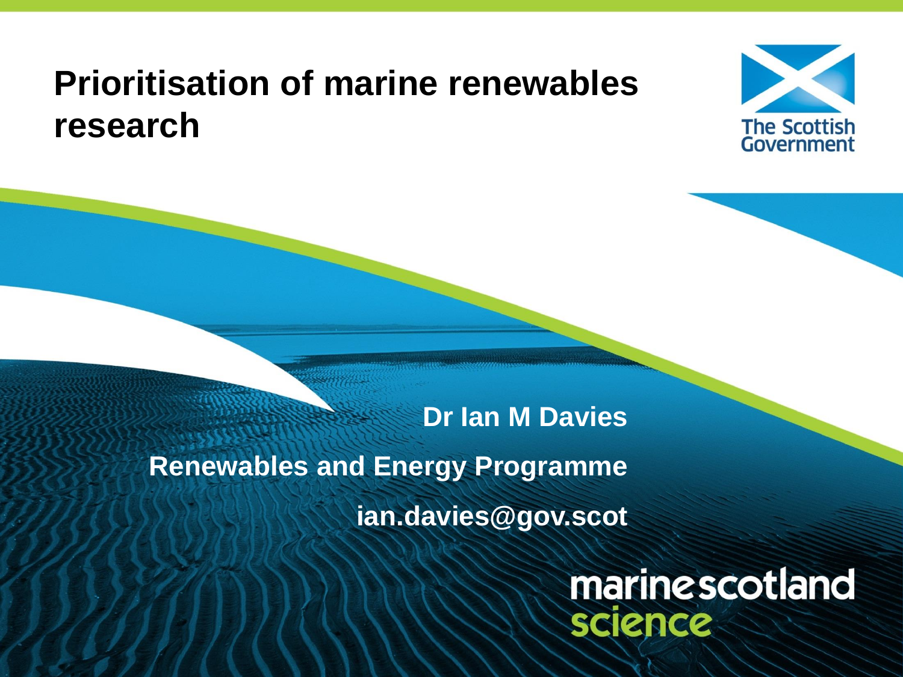# Prioritisation of marine renewables research

The Scottish Government

**Dr Ian M Davies**

**Renewables and Energy Programme**

**ian.davies@gov.scot**

marine scotland science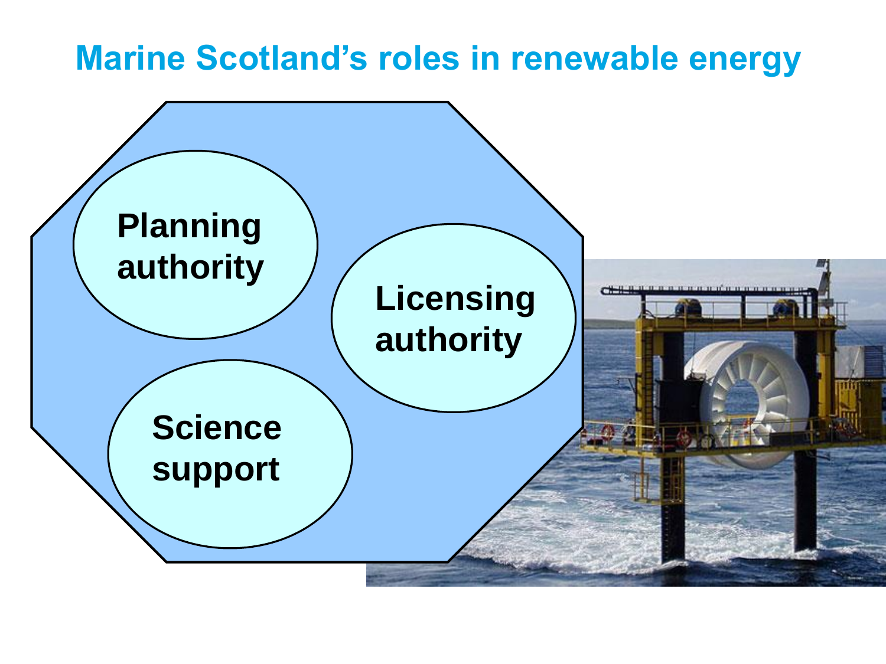# Marine Scotland's roles in renewable energy

- Planning authority
- Licensing authority
- Science support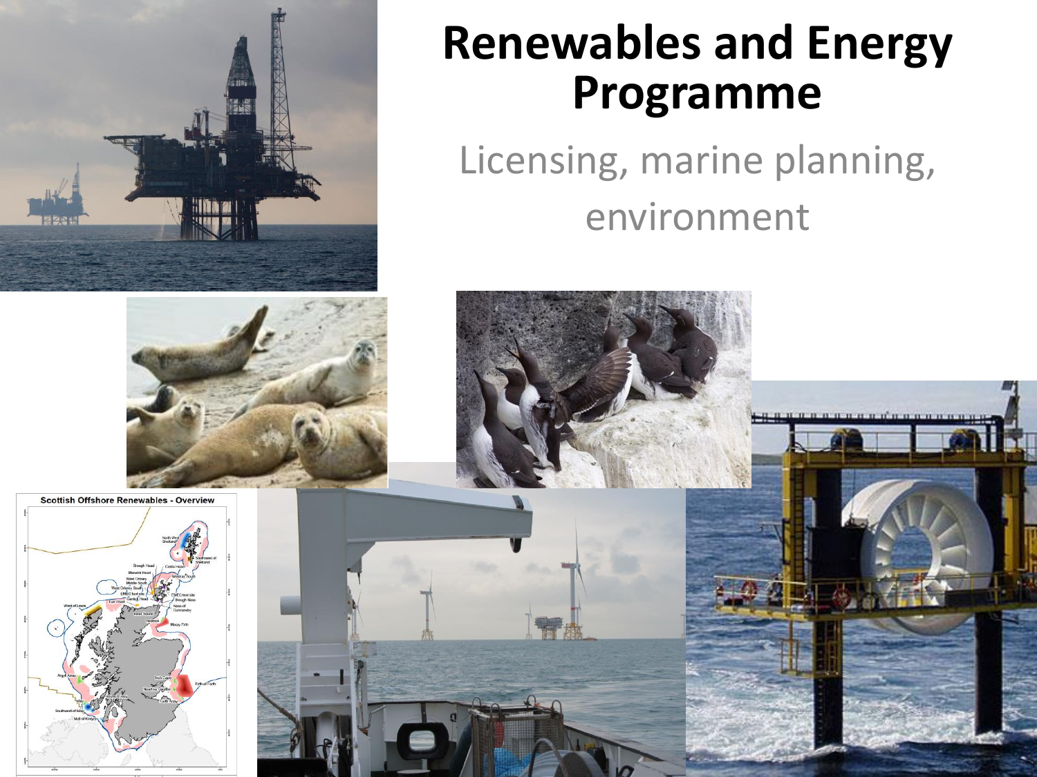# Renewables and Energy Programme

Licensing, marine planning, environment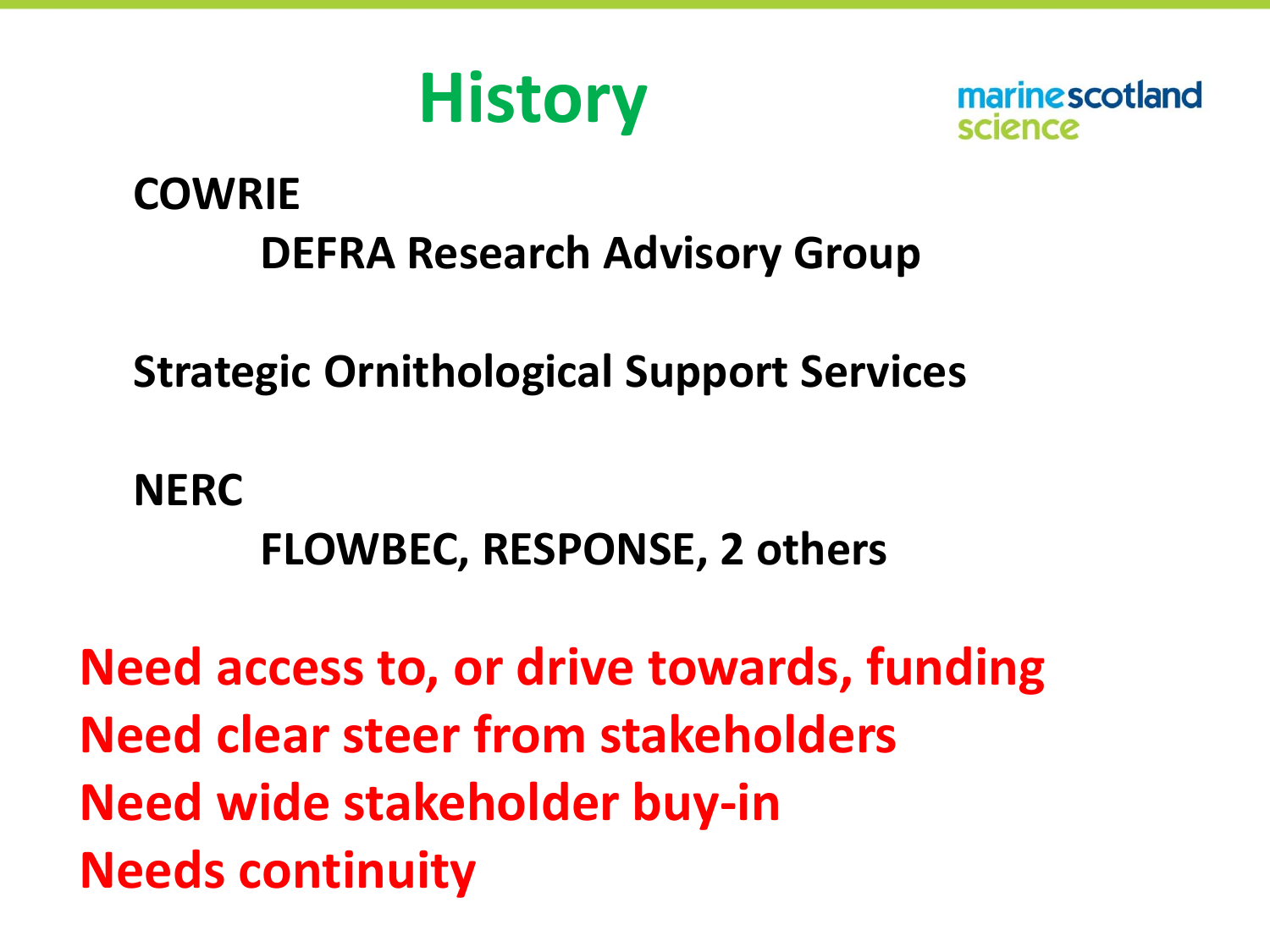# History

**COWRIE**

- **DEFRA Research Advisory Group**

**Strategic Ornithological Support Services**

**NERC**

- **FLOWBEC, RESPONSE, 2 others**

**Need access to, or drive towards, funding**
**Need clear steer from stakeholders**
**Need wide stakeholder buy-in**
**Needs continuity**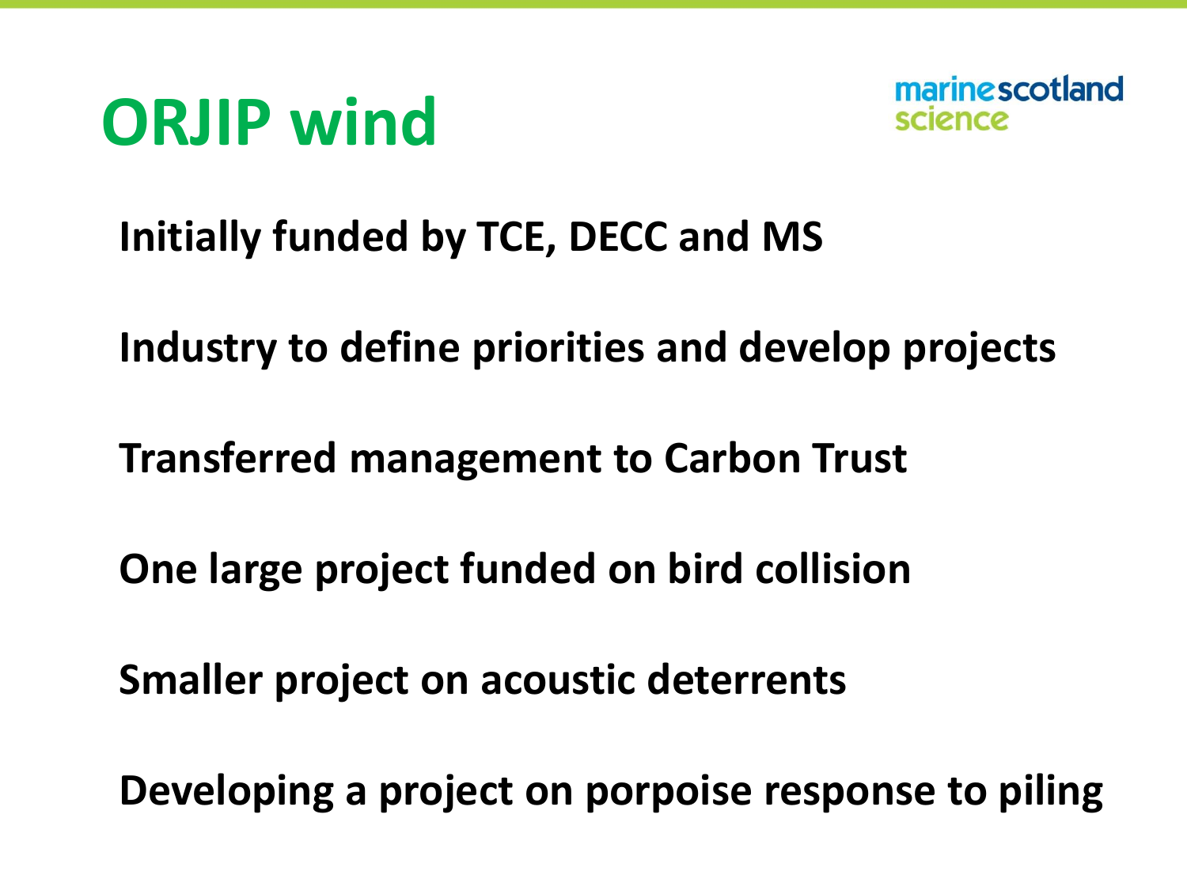# ORJIP wind

Initially funded by TCE, DECC and MS

Industry to define priorities and develop projects

Transferred management to Carbon Trust

One large project funded on bird collision

Smaller project on acoustic deterrents

Developing a project on porpoise response to piling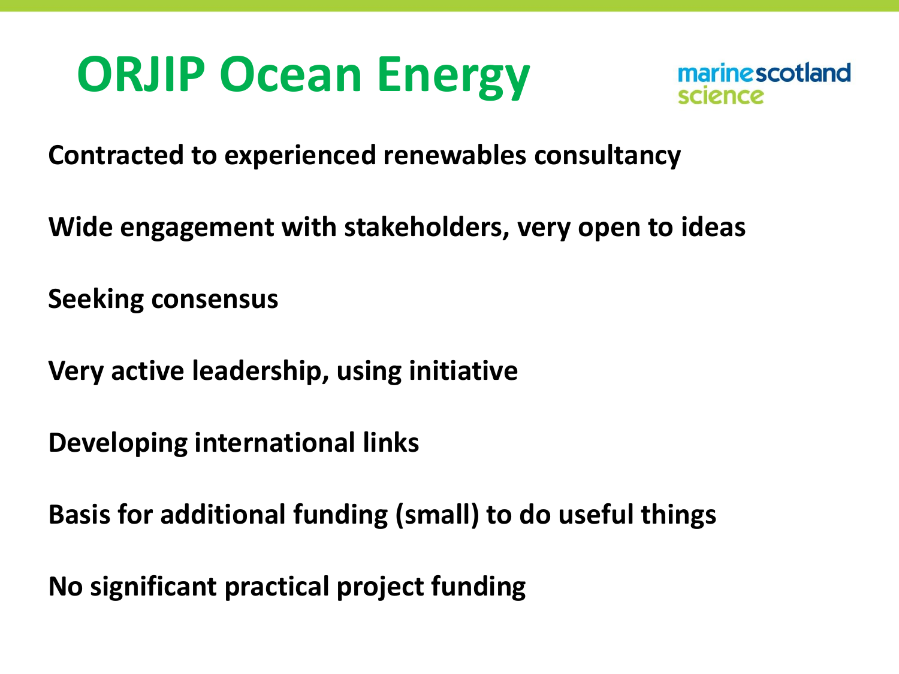# ORJIP Ocean Energy

marine scotland science

**Contracted to experienced renewables consultancy**

**Wide engagement with stakeholders, very open to ideas**

**Seeking consensus**

**Very active leadership, using initiative**

**Developing international links**

**Basis for additional funding (small) to do useful things**

**No significant practical project funding**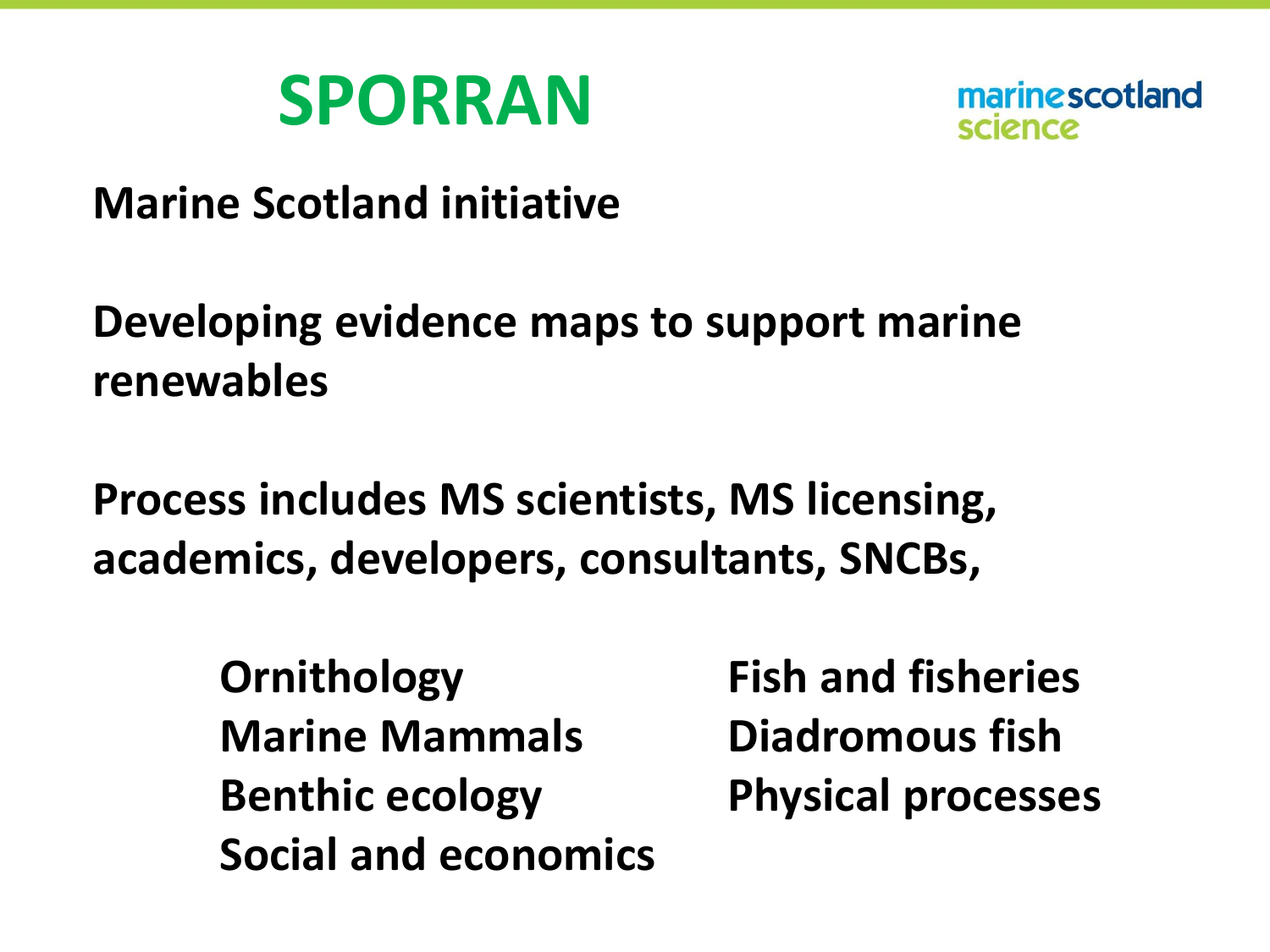# SPORRAN

marinescotland science

**Marine Scotland initiative**

**Developing evidence maps to support marine renewables**

**Process includes MS scientists, MS licensing, academics, developers, consultants, SNCBs,**

- **Ornithology**
- **Marine Mammals**
- **Benthic ecology**
- **Social and economics**
- **Fish and fisheries**
- **Diadromous fish**
- **Physical processes**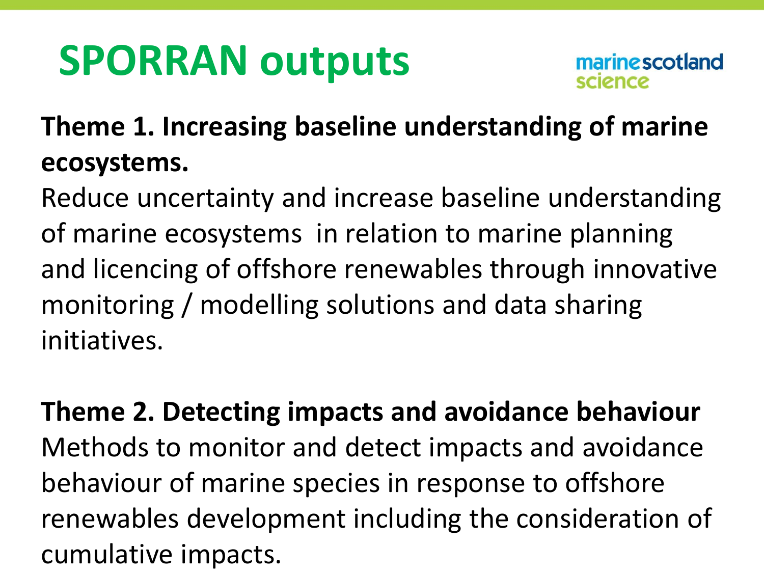# SPORRAN outputs

**Theme 1. Increasing baseline understanding of marine ecosystems.**

Reduce uncertainty and increase baseline understanding of marine ecosystems in relation to marine planning and licencing of offshore renewables through innovative monitoring / modelling solutions and data sharing initiatives.

**Theme 2. Detecting impacts and avoidance behaviour**

Methods to monitor and detect impacts and avoidance behaviour of marine species in response to offshore renewables development including the consideration of cumulative impacts.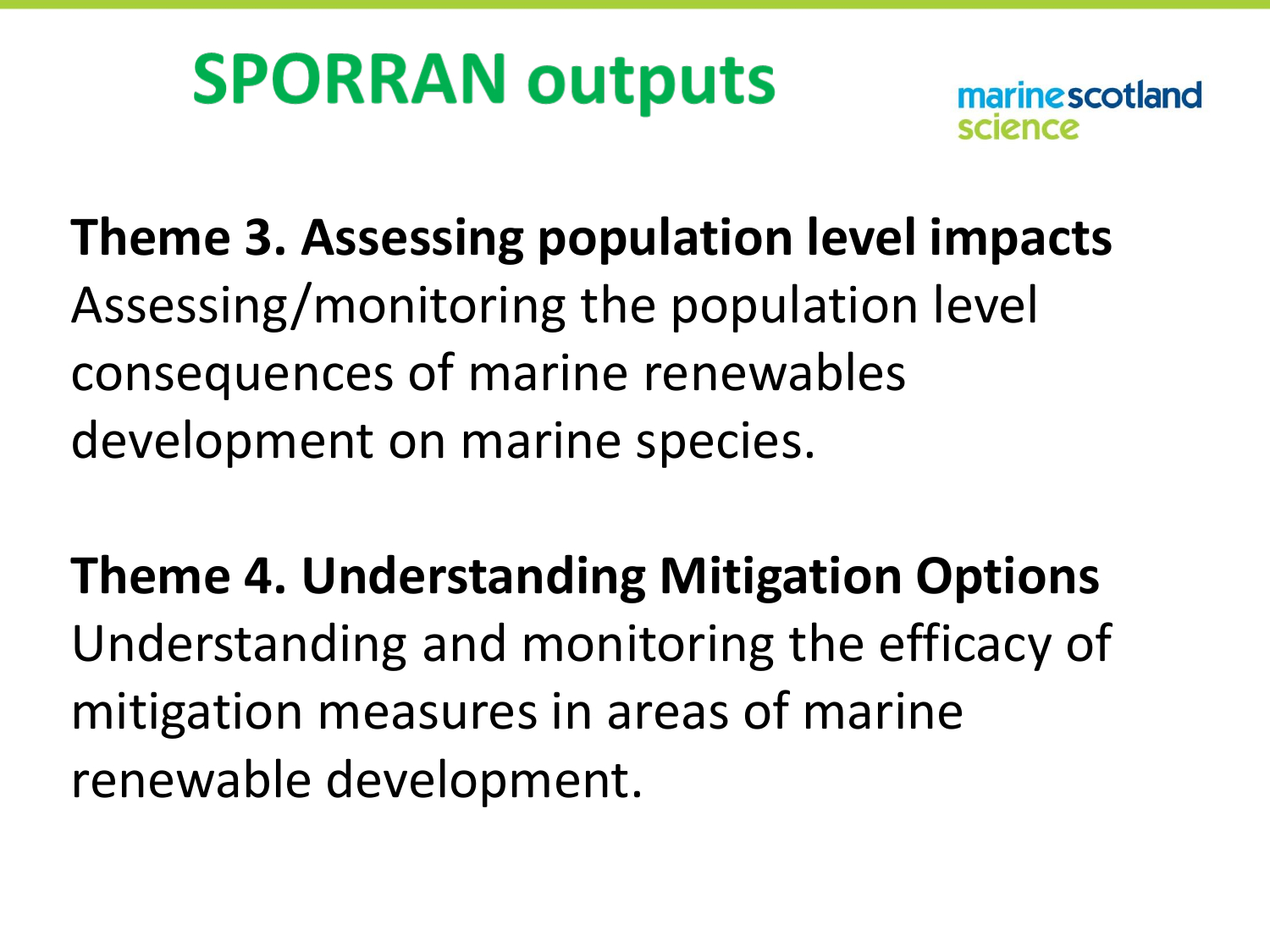# SPORRAN outputs

marinescotland science

**Theme 3. Assessing population level impacts**
Assessing/monitoring the population level consequences of marine renewables development on marine species.

**Theme 4. Understanding Mitigation Options**
Understanding and monitoring the efficacy of mitigation measures in areas of marine renewable development.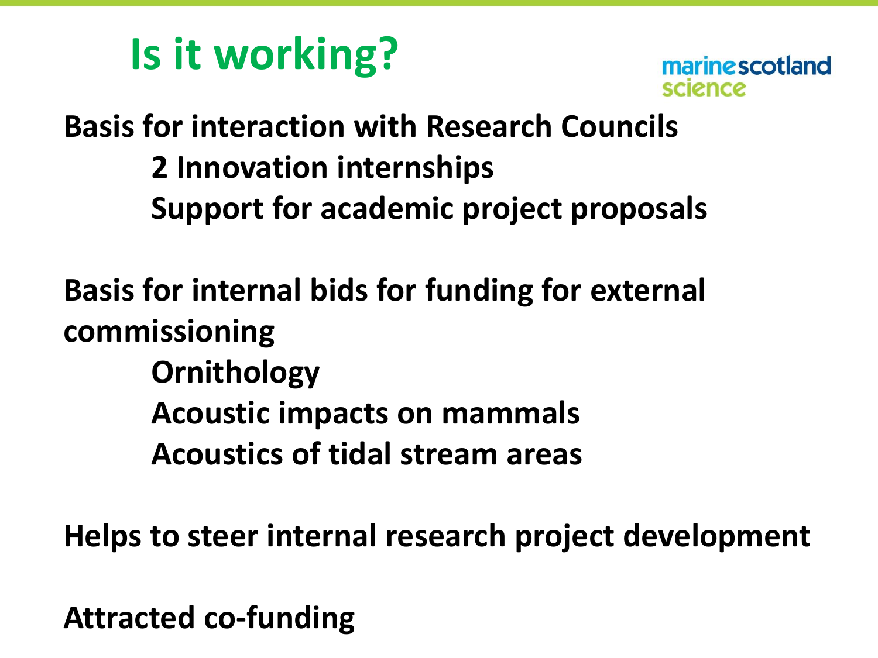# Is it working?

marinescotland science

**Basis for interaction with Research Councils**

- **2 Innovation internships**
- **Support for academic project proposals**

**Basis for internal bids for funding for external commissioning**

- **Ornithology**
- **Acoustic impacts on mammals**
- **Acoustics of tidal stream areas**

**Helps to steer internal research project development**

**Attracted co-funding**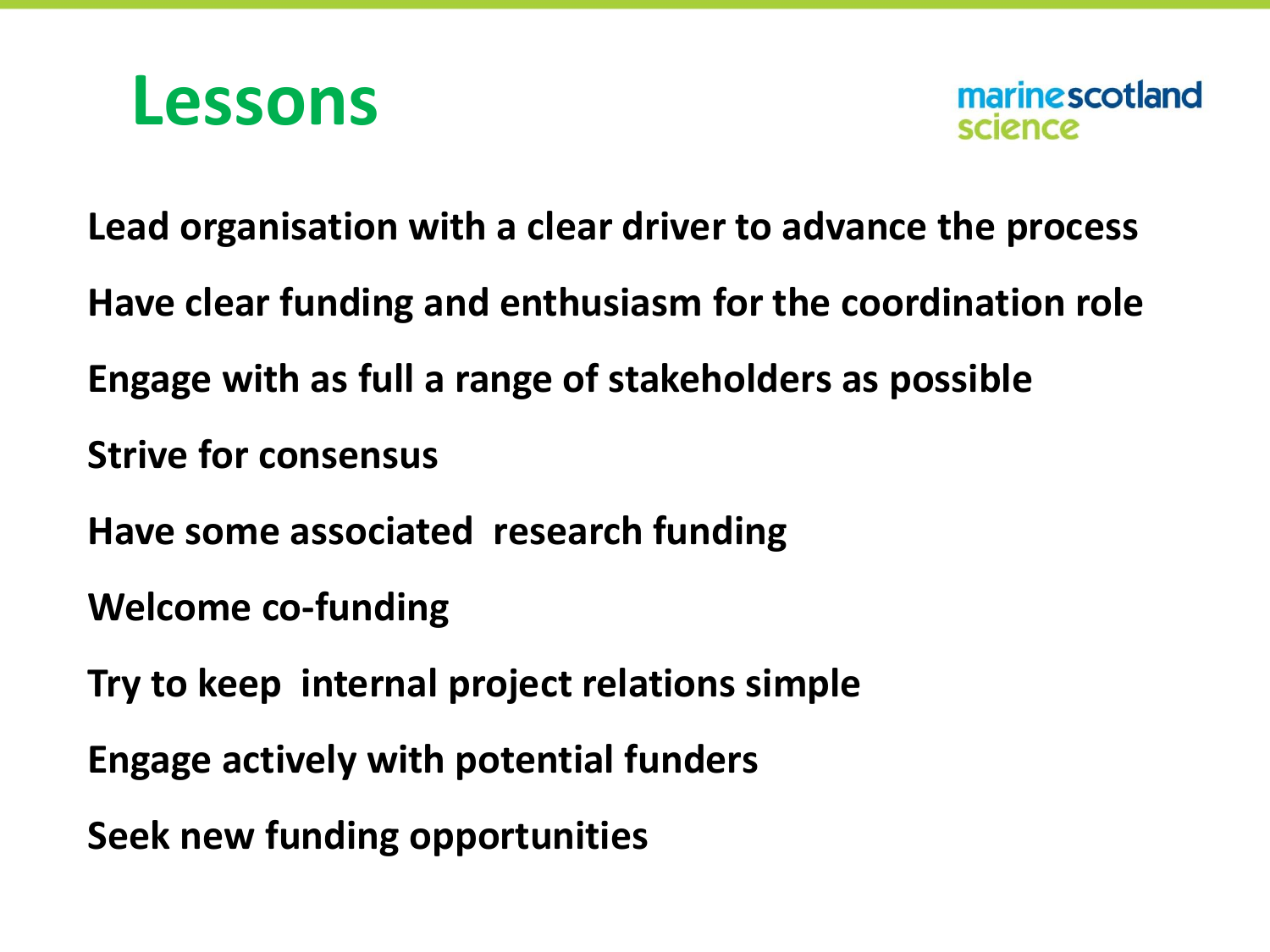# Lessons

marinescotland science

**Lead organisation with a clear driver to advance the process**

**Have clear funding and enthusiasm for the coordination role**

**Engage with as full a range of stakeholders as possible**

**Strive for consensus**

**Have some associated research funding**

**Welcome co-funding**

**Try to keep internal project relations simple**

**Engage actively with potential funders**

**Seek new funding opportunities**